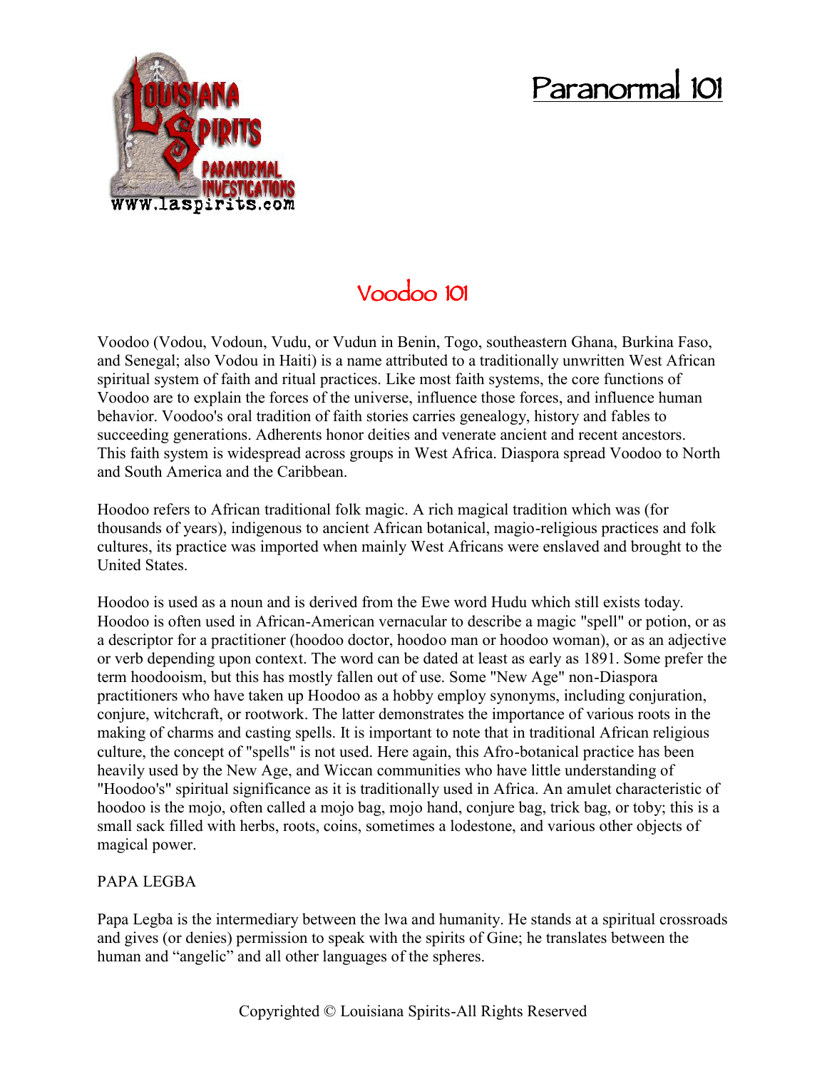# Paranormal 101

## Voodoo 101

Voodoo (Vodou, Vodoun, Vudu, or Vudun in Benin, Togo, southeastern Ghana, Burkina Faso, and Senegal; also Vodou in Haiti) is a name attributed to a traditionally unwritten West African spiritual system of faith and ritual practices. Like most faith systems, the core functions of Voodoo are to explain the forces of the universe, influence those forces, and influence human behavior. Voodoo's oral tradition of faith stories carries genealogy, history and fables to succeeding generations. Adherents honor deities and venerate ancient and recent ancestors. This faith system is widespread across groups in West Africa. Diaspora spread Voodoo to North and South America and the Caribbean.

Hoodoo refers to African traditional folk magic. A rich magical tradition which was (for thousands of years), indigenous to ancient African botanical, magio-religious practices and folk cultures, its practice was imported when mainly West Africans were enslaved and brought to the United States.

Hoodoo is used as a noun and is derived from the Ewe word Hudu which still exists today. Hoodoo is often used in African-American vernacular to describe a magic "spell" or potion, or as a descriptor for a practitioner (hoodoo doctor, hoodoo man or hoodoo woman), or as an adjective or verb depending upon context. The word can be dated at least as early as 1891. Some prefer the term hoodooism, but this has mostly fallen out of use. Some "New Age" non-Diaspora practitioners who have taken up Hoodoo as a hobby employ synonyms, including conjuration, conjure, witchcraft, or rootwork. The latter demonstrates the importance of various roots in the making of charms and casting spells. It is important to note that in traditional African religious culture, the concept of "spells" is not used. Here again, this Afro-botanical practice has been heavily used by the New Age, and Wiccan communities who have little understanding of "Hoodoo's" spiritual significance as it is traditionally used in Africa. An amulet characteristic of hoodoo is the mojo, often called a mojo bag, mojo hand, conjure bag, trick bag, or toby; this is a small sack filled with herbs, roots, coins, sometimes a lodestone, and various other objects of magical power.

PAPA LEGBA

Papa Legba is the intermediary between the lwa and humanity. He stands at a spiritual crossroads and gives (or denies) permission to speak with the spirits of Gine; he translates between the human and “angelic” and all other languages of the spheres.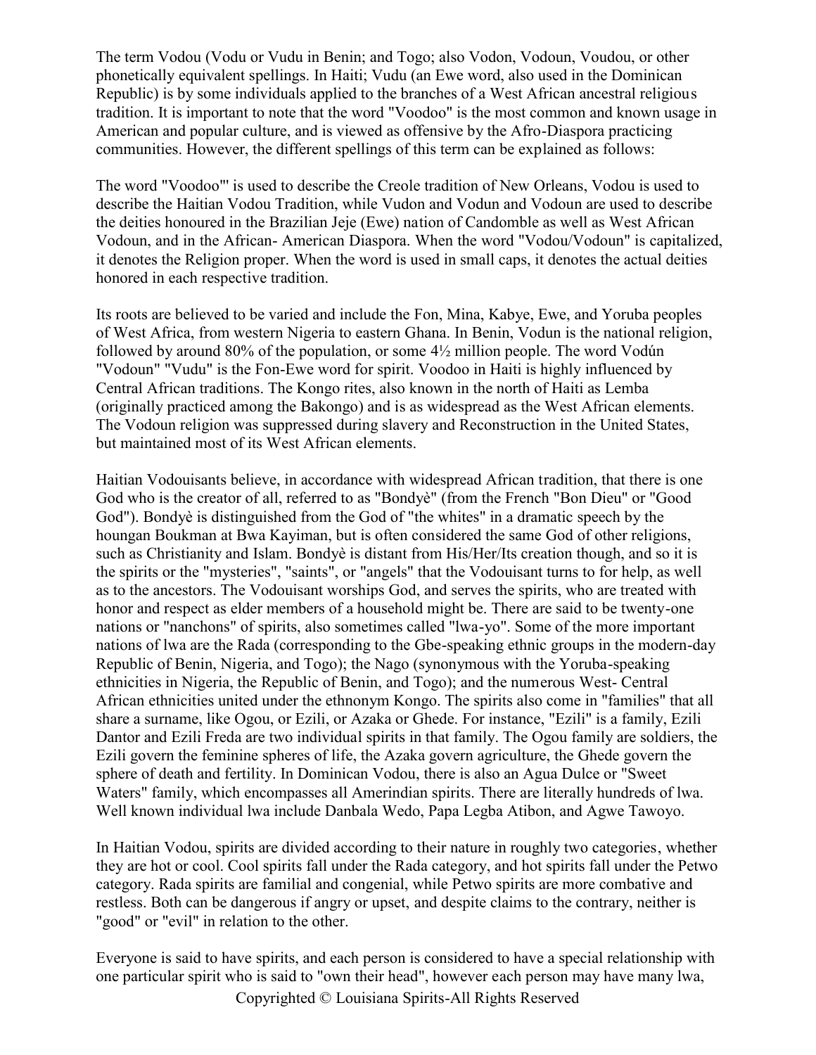The term Vodou (Vodu or Vudu in Benin; and Togo; also Vodon, Vodoun, Voudou, or other phonetically equivalent spellings. In Haiti; Vudu (an Ewe word, also used in the Dominican Republic) is by some individuals applied to the branches of a West African ancestral religious tradition. It is important to note that the word "Voodoo" is the most common and known usage in American and popular culture, and is viewed as offensive by the Afro-Diaspora practicing communities. However, the different spellings of this term can be explained as follows:

The word "Voodoo"' is used to describe the Creole tradition of New Orleans, Vodou is used to describe the Haitian Vodou Tradition, while Vudon and Vodun and Vodoun are used to describe the deities honoured in the Brazilian Jeje (Ewe) nation of Candomble as well as West African Vodoun, and in the African- American Diaspora. When the word "Vodou/Vodoun" is capitalized, it denotes the Religion proper. When the word is used in small caps, it denotes the actual deities honored in each respective tradition.

Its roots are believed to be varied and include the Fon, Mina, Kabye, Ewe, and Yoruba peoples of West Africa, from western Nigeria to eastern Ghana. In Benin, Vodun is the national religion, followed by around 80% of the population, or some 4½ million people. The word Vodún "Vodoun" "Vudu" is the Fon-Ewe word for spirit. Voodoo in Haiti is highly influenced by Central African traditions. The Kongo rites, also known in the north of Haiti as Lemba (originally practiced among the Bakongo) and is as widespread as the West African elements. The Vodoun religion was suppressed during slavery and Reconstruction in the United States, but maintained most of its West African elements.

Haitian Vodouisants believe, in accordance with widespread African tradition, that there is one God who is the creator of all, referred to as "Bondyè" (from the French "Bon Dieu" or "Good God"). Bondyè is distinguished from the God of "the whites" in a dramatic speech by the houngan Boukman at Bwa Kayiman, but is often considered the same God of other religions, such as Christianity and Islam. Bondyè is distant from His/Her/Its creation though, and so it is the spirits or the "mysteries", "saints", or "angels" that the Vodouisant turns to for help, as well as to the ancestors. The Vodouisant worships God, and serves the spirits, who are treated with honor and respect as elder members of a household might be. There are said to be twenty-one nations or "nanchons" of spirits, also sometimes called "lwa-yo". Some of the more important nations of lwa are the Rada (corresponding to the Gbe-speaking ethnic groups in the modern-day Republic of Benin, Nigeria, and Togo); the Nago (synonymous with the Yoruba-speaking ethnicities in Nigeria, the Republic of Benin, and Togo); and the numerous West- Central African ethnicities united under the ethnonym Kongo. The spirits also come in "families" that all share a surname, like Ogou, or Ezili, or Azaka or Ghede. For instance, "Ezili" is a family, Ezili Dantor and Ezili Freda are two individual spirits in that family. The Ogou family are soldiers, the Ezili govern the feminine spheres of life, the Azaka govern agriculture, the Ghede govern the sphere of death and fertility. In Dominican Vodou, there is also an Agua Dulce or "Sweet Waters" family, which encompasses all Amerindian spirits. There are literally hundreds of lwa. Well known individual lwa include Danbala Wedo, Papa Legba Atibon, and Agwe Tawoyo.

In Haitian Vodou, spirits are divided according to their nature in roughly two categories, whether they are hot or cool. Cool spirits fall under the Rada category, and hot spirits fall under the Petwo category. Rada spirits are familial and congenial, while Petwo spirits are more combative and restless. Both can be dangerous if angry or upset, and despite claims to the contrary, neither is "good" or "evil" in relation to the other.

Everyone is said to have spirits, and each person is considered to have a special relationship with one particular spirit who is said to "own their head", however each person may have many lwa,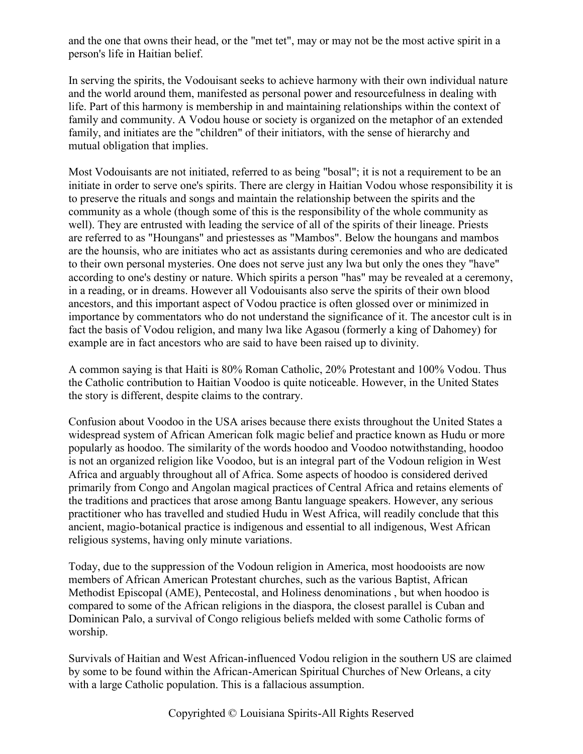and the one that owns their head, or the "met tet", may or may not be the most active spirit in a person's life in Haitian belief.

In serving the spirits, the Vodouisant seeks to achieve harmony with their own individual nature and the world around them, manifested as personal power and resourcefulness in dealing with life. Part of this harmony is membership in and maintaining relationships within the context of family and community. A Vodou house or society is organized on the metaphor of an extended family, and initiates are the "children" of their initiators, with the sense of hierarchy and mutual obligation that implies.

Most Vodouisants are not initiated, referred to as being "bosal"; it is not a requirement to be an initiate in order to serve one's spirits. There are clergy in Haitian Vodou whose responsibility it is to preserve the rituals and songs and maintain the relationship between the spirits and the community as a whole (though some of this is the responsibility of the whole community as well). They are entrusted with leading the service of all of the spirits of their lineage. Priests are referred to as "Houngans" and priestesses as "Mambos". Below the houngans and mambos are the hounsis, who are initiates who act as assistants during ceremonies and who are dedicated to their own personal mysteries. One does not serve just any lwa but only the ones they "have" according to one's destiny or nature. Which spirits a person "has" may be revealed at a ceremony, in a reading, or in dreams. However all Vodouisants also serve the spirits of their own blood ancestors, and this important aspect of Vodou practice is often glossed over or minimized in importance by commentators who do not understand the significance of it. The ancestor cult is in fact the basis of Vodou religion, and many lwa like Agasou (formerly a king of Dahomey) for example are in fact ancestors who are said to have been raised up to divinity.

A common saying is that Haiti is 80% Roman Catholic, 20% Protestant and 100% Vodou. Thus the Catholic contribution to Haitian Voodoo is quite noticeable. However, in the United States the story is different, despite claims to the contrary.

Confusion about Voodoo in the USA arises because there exists throughout the United States a widespread system of African American folk magic belief and practice known as Hudu or more popularly as hoodoo. The similarity of the words hoodoo and Voodoo notwithstanding, hoodoo is not an organized religion like Voodoo, but is an integral part of the Vodoun religion in West Africa and arguably throughout all of Africa. Some aspects of hoodoo is considered derived primarily from Congo and Angolan magical practices of Central Africa and retains elements of the traditions and practices that arose among Bantu language speakers. However, any serious practitioner who has travelled and studied Hudu in West Africa, will readily conclude that this ancient, magio-botanical practice is indigenous and essential to all indigenous, West African religious systems, having only minute variations.

Today, due to the suppression of the Vodoun religion in America, most hoodooists are now members of African American Protestant churches, such as the various Baptist, African Methodist Episcopal (AME), Pentecostal, and Holiness denominations , but when hoodoo is compared to some of the African religions in the diaspora, the closest parallel is Cuban and Dominican Palo, a survival of Congo religious beliefs melded with some Catholic forms of worship.

Survivals of Haitian and West African-influenced Vodou religion in the southern US are claimed by some to be found within the African-American Spiritual Churches of New Orleans, a city with a large Catholic population. This is a fallacious assumption.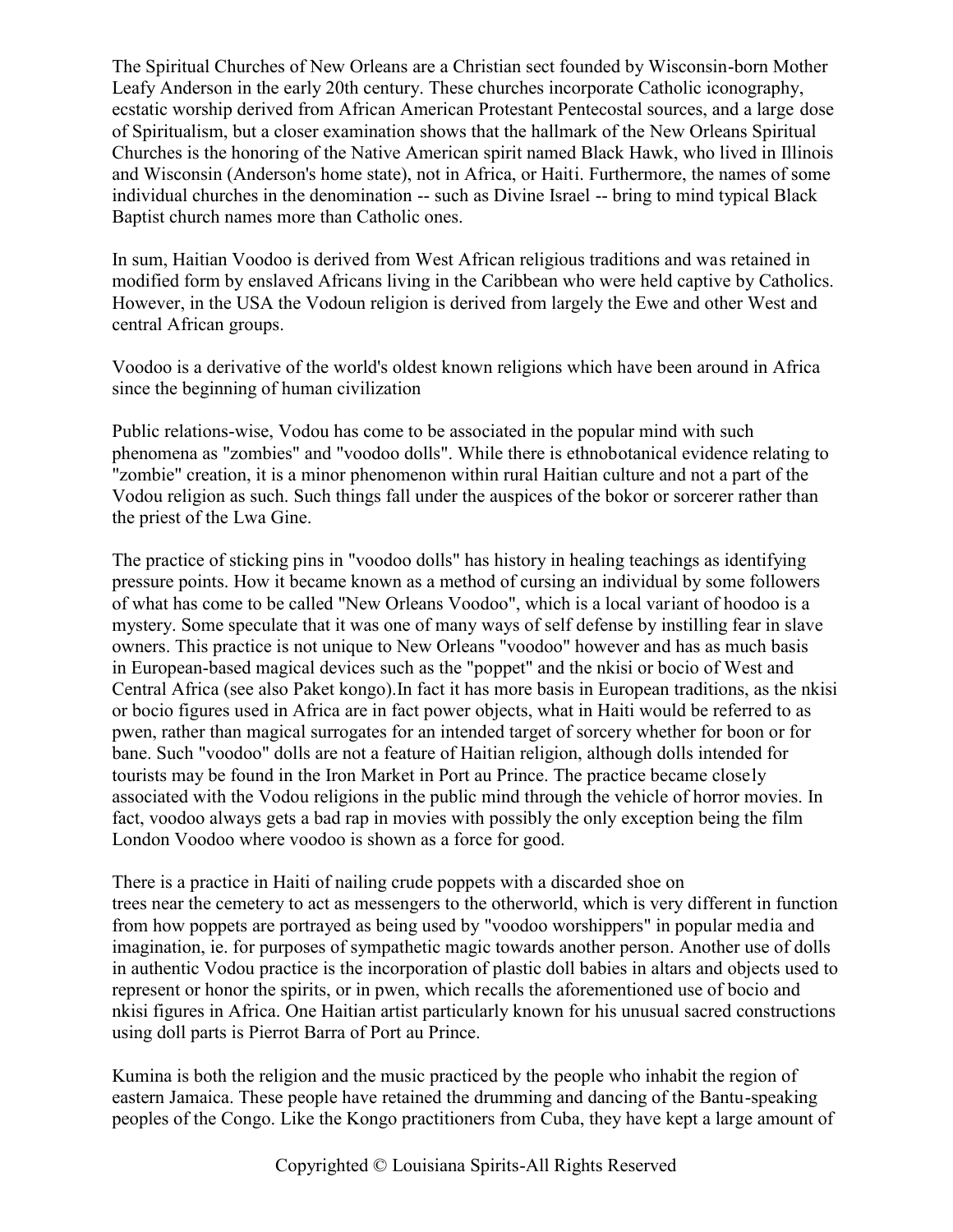The Spiritual Churches of New Orleans are a Christian sect founded by Wisconsin-born Mother Leafy Anderson in the early 20th century. These churches incorporate Catholic iconography, ecstatic worship derived from African American Protestant Pentecostal sources, and a large dose of Spiritualism, but a closer examination shows that the hallmark of the New Orleans Spiritual Churches is the honoring of the Native American spirit named Black Hawk, who lived in Illinois and Wisconsin (Anderson's home state), not in Africa, or Haiti. Furthermore, the names of some individual churches in the denomination -- such as Divine Israel -- bring to mind typical Black Baptist church names more than Catholic ones.

In sum, Haitian Voodoo is derived from West African religious traditions and was retained in modified form by enslaved Africans living in the Caribbean who were held captive by Catholics. However, in the USA the Vodoun religion is derived from largely the Ewe and other West and central African groups.

Voodoo is a derivative of the world's oldest known religions which have been around in Africa since the beginning of human civilization

Public relations-wise, Vodou has come to be associated in the popular mind with such phenomena as "zombies" and "voodoo dolls". While there is ethnobotanical evidence relating to "zombie" creation, it is a minor phenomenon within rural Haitian culture and not a part of the Vodou religion as such. Such things fall under the auspices of the bokor or sorcerer rather than the priest of the Lwa Gine.

The practice of sticking pins in "voodoo dolls" has history in healing teachings as identifying pressure points. How it became known as a method of cursing an individual by some followers of what has come to be called "New Orleans Voodoo", which is a local variant of hoodoo is a mystery. Some speculate that it was one of many ways of self defense by instilling fear in slave owners. This practice is not unique to New Orleans "voodoo" however and has as much basis in European-based magical devices such as the "poppet" and the nkisi or bocio of West and Central Africa (see also Paket kongo).In fact it has more basis in European traditions, as the nkisi or bocio figures used in Africa are in fact power objects, what in Haiti would be referred to as pwen, rather than magical surrogates for an intended target of sorcery whether for boon or for bane. Such "voodoo" dolls are not a feature of Haitian religion, although dolls intended for tourists may be found in the Iron Market in Port au Prince. The practice became closely associated with the Vodou religions in the public mind through the vehicle of horror movies. In fact, voodoo always gets a bad rap in movies with possibly the only exception being the film London Voodoo where voodoo is shown as a force for good.

There is a practice in Haiti of nailing crude poppets with a discarded shoe on trees near the cemetery to act as messengers to the otherworld, which is very different in function from how poppets are portrayed as being used by "voodoo worshippers" in popular media and imagination, ie. for purposes of sympathetic magic towards another person. Another use of dolls in authentic Vodou practice is the incorporation of plastic doll babies in altars and objects used to represent or honor the spirits, or in pwen, which recalls the aforementioned use of bocio and nkisi figures in Africa. One Haitian artist particularly known for his unusual sacred constructions using doll parts is Pierrot Barra of Port au Prince.

Kumina is both the religion and the music practiced by the people who inhabit the region of eastern Jamaica. These people have retained the drumming and dancing of the Bantu-speaking peoples of the Congo. Like the Kongo practitioners from Cuba, they have kept a large amount of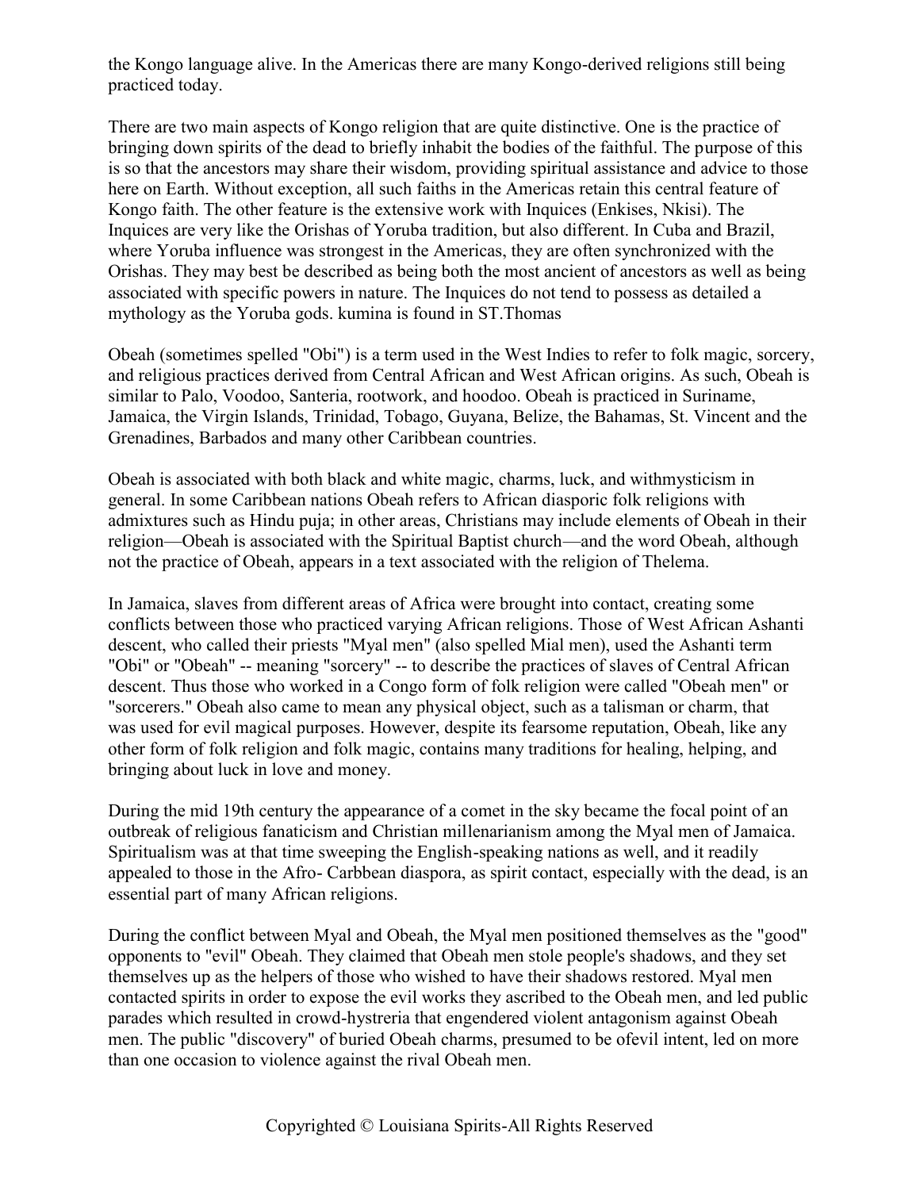the Kongo language alive. In the Americas there are many Kongo-derived religions still being practiced today.

There are two main aspects of Kongo religion that are quite distinctive. One is the practice of bringing down spirits of the dead to briefly inhabit the bodies of the faithful. The purpose of this is so that the ancestors may share their wisdom, providing spiritual assistance and advice to those here on Earth. Without exception, all such faiths in the Americas retain this central feature of Kongo faith. The other feature is the extensive work with Inquices (Enkises, Nkisi). The Inquices are very like the Orishas of Yoruba tradition, but also different. In Cuba and Brazil, where Yoruba influence was strongest in the Americas, they are often synchronized with the Orishas. They may best be described as being both the most ancient of ancestors as well as being associated with specific powers in nature. The Inquices do not tend to possess as detailed a mythology as the Yoruba gods. kumina is found in ST.Thomas

Obeah (sometimes spelled "Obi") is a term used in the West Indies to refer to folk magic, sorcery, and religious practices derived from Central African and West African origins. As such, Obeah is similar to Palo, Voodoo, Santeria, rootwork, and hoodoo. Obeah is practiced in Suriname, Jamaica, the Virgin Islands, Trinidad, Tobago, Guyana, Belize, the Bahamas, St. Vincent and the Grenadines, Barbados and many other Caribbean countries.

Obeah is associated with both black and white magic, charms, luck, and withmysticism in general. In some Caribbean nations Obeah refers to African diasporic folk religions with admixtures such as Hindu puja; in other areas, Christians may include elements of Obeah in their religion—Obeah is associated with the Spiritual Baptist church—and the word Obeah, although not the practice of Obeah, appears in a text associated with the religion of Thelema.

In Jamaica, slaves from different areas of Africa were brought into contact, creating some conflicts between those who practiced varying African religions. Those of West African Ashanti descent, who called their priests "Myal men" (also spelled Mial men), used the Ashanti term "Obi" or "Obeah" -- meaning "sorcery" -- to describe the practices of slaves of Central African descent. Thus those who worked in a Congo form of folk religion were called "Obeah men" or "sorcerers." Obeah also came to mean any physical object, such as a talisman or charm, that was used for evil magical purposes. However, despite its fearsome reputation, Obeah, like any other form of folk religion and folk magic, contains many traditions for healing, helping, and bringing about luck in love and money.

During the mid 19th century the appearance of a comet in the sky became the focal point of an outbreak of religious fanaticism and Christian millenarianism among the Myal men of Jamaica. Spiritualism was at that time sweeping the English-speaking nations as well, and it readily appealed to those in the Afro- Carbbean diaspora, as spirit contact, especially with the dead, is an essential part of many African religions.

During the conflict between Myal and Obeah, the Myal men positioned themselves as the "good" opponents to "evil" Obeah. They claimed that Obeah men stole people's shadows, and they set themselves up as the helpers of those who wished to have their shadows restored. Myal men contacted spirits in order to expose the evil works they ascribed to the Obeah men, and led public parades which resulted in crowd-hystreria that engendered violent antagonism against Obeah men. The public "discovery" of buried Obeah charms, presumed to be ofevil intent, led on more than one occasion to violence against the rival Obeah men.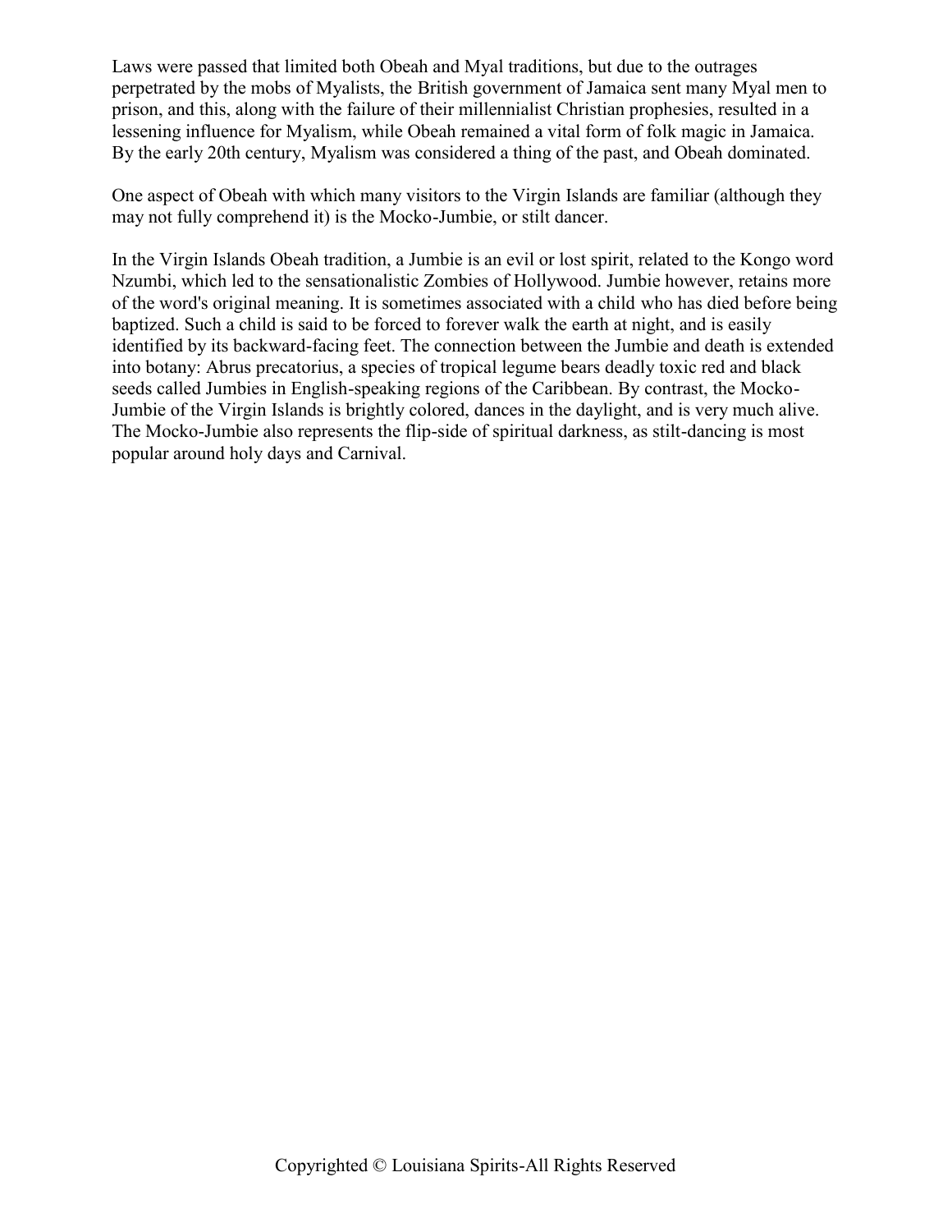Laws were passed that limited both Obeah and Myal traditions, but due to the outrages perpetrated by the mobs of Myalists, the British government of Jamaica sent many Myal men to prison, and this, along with the failure of their millennialist Christian prophesies, resulted in a lessening influence for Myalism, while Obeah remained a vital form of folk magic in Jamaica. By the early 20th century, Myalism was considered a thing of the past, and Obeah dominated.

One aspect of Obeah with which many visitors to the Virgin Islands are familiar (although they may not fully comprehend it) is the Mocko-Jumbie, or stilt dancer.

In the Virgin Islands Obeah tradition, a Jumbie is an evil or lost spirit, related to the Kongo word Nzumbi, which led to the sensationalistic Zombies of Hollywood. Jumbie however, retains more of the word's original meaning. It is sometimes associated with a child who has died before being baptized. Such a child is said to be forced to forever walk the earth at night, and is easily identified by its backward-facing feet. The connection between the Jumbie and death is extended into botany: Abrus precatorius, a species of tropical legume bears deadly toxic red and black seeds called Jumbies in English-speaking regions of the Caribbean. By contrast, the Mocko-Jumbie of the Virgin Islands is brightly colored, dances in the daylight, and is very much alive. The Mocko-Jumbie also represents the flip-side of spiritual darkness, as stilt-dancing is most popular around holy days and Carnival.